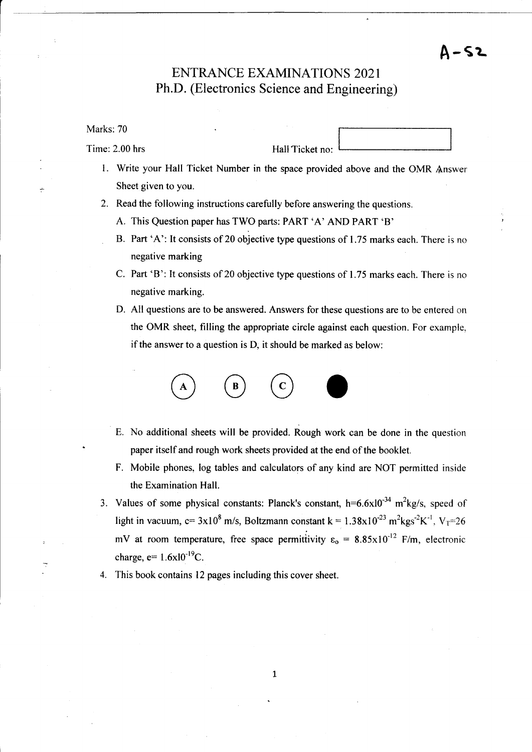A-52

# ENTRANCE EXAMINATIONS 2021
## Ph.D. (Electronics Science and Engineering)

Marks: 70

Time: 2.00 hrs

Hall Ticket no:

1. Write your Hall Ticket Number in the space provided above and the OMR Answer Sheet given to you.
2. Read the following instructions carefully before answering the questions.
   A. This Question paper has TWO parts: PART 'A' AND PART 'B'
   B. Part 'A': It consists of 20 objective type questions of 1.75 marks each. There is no negative marking
   C. Part 'B': It consists of 20 objective type questions of 1.75 marks each. There is no negative marking.
   D. All questions are to be answered. Answers for these questions are to be entered on the OMR sheet, filling the appropriate circle against each question. For example, if the answer to a question is D, it should be marked as below:

      (A) (B) (C) ●

   E. No additional sheets will be provided. Rough work can be done in the question paper itself and rough work sheets provided at the end of the booklet.
   F. Mobile phones, log tables and calculators of any kind are NOT permitted inside the Examination Hall.
3. Values of some physical constants: Planck's constant, $h=6.6\times10^{-34}$ $m^2kg/s$, speed of light in vacuum, $c= 3\times10^{8}$ m/s, Boltzmann constant $k = 1.38\times10^{-23}$ $m^2kgs^{-2}K^{-1}$, $V_T$=26 mV at room temperature, free space permittivity $\varepsilon_o = 8.85\times10^{-12}$ F/m, electronic charge, $e= 1.6\times10^{-19}$C.
4. This book contains 12 pages including this cover sheet.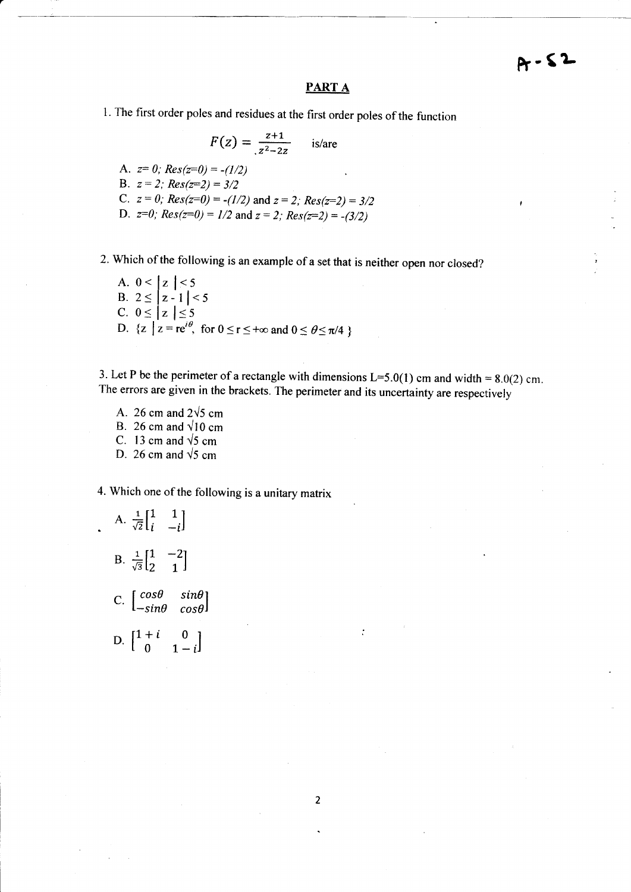A-52

## PART A

1. The first order poles and residues at the first order poles of the function

$$F(z) = \frac{z+1}{z^2-2z} \quad \text{is/are}$$

A. $z=0$; $Res(z=0) = -(1/2)$
B. $z=2$; $Res(z=2) = 3/2$
C. $z=0$; $Res(z=0) = -(1/2)$ and $z=2$; $Res(z=2) = 3/2$
D. $z=0$; $Res(z=0) = 1/2$ and $z=2$; $Res(z=2) = -(3/2)$

2. Which of the following is an example of a set that is neither open nor closed?

A. $0 < |z| < 5$
B. $2 \leq |z - 1| < 5$
C. $0 \leq |z| \leq 5$
D. $\{z \mid z = re^{i\theta},$ for $0 \leq r \leq +\infty$ and $0 \leq \theta \leq \pi/4\}$

3. Let P be the perimeter of a rectangle with dimensions L=5.0(1) cm and width = 8.0(2) cm. The errors are given in the brackets. The perimeter and its uncertainty are respectively

A. 26 cm and $2\sqrt{5}$ cm
B. 26 cm and $\sqrt{10}$ cm
C. 13 cm and $\sqrt{5}$ cm
D. 26 cm and $\sqrt{5}$ cm

4. Which one of the following is a unitary matrix

A. $\frac{1}{\sqrt{2}}\begin{bmatrix} 1 & 1 \\ i & -i \end{bmatrix}$

B. $\frac{1}{\sqrt{3}}\begin{bmatrix} 1 & -2 \\ 2 & 1 \end{bmatrix}$

C. $\begin{bmatrix} \cos\theta & \sin\theta \\ -\sin\theta & \cos\theta \end{bmatrix}$

D. $\begin{bmatrix} 1+i & 0 \\ 0 & 1-i \end{bmatrix}$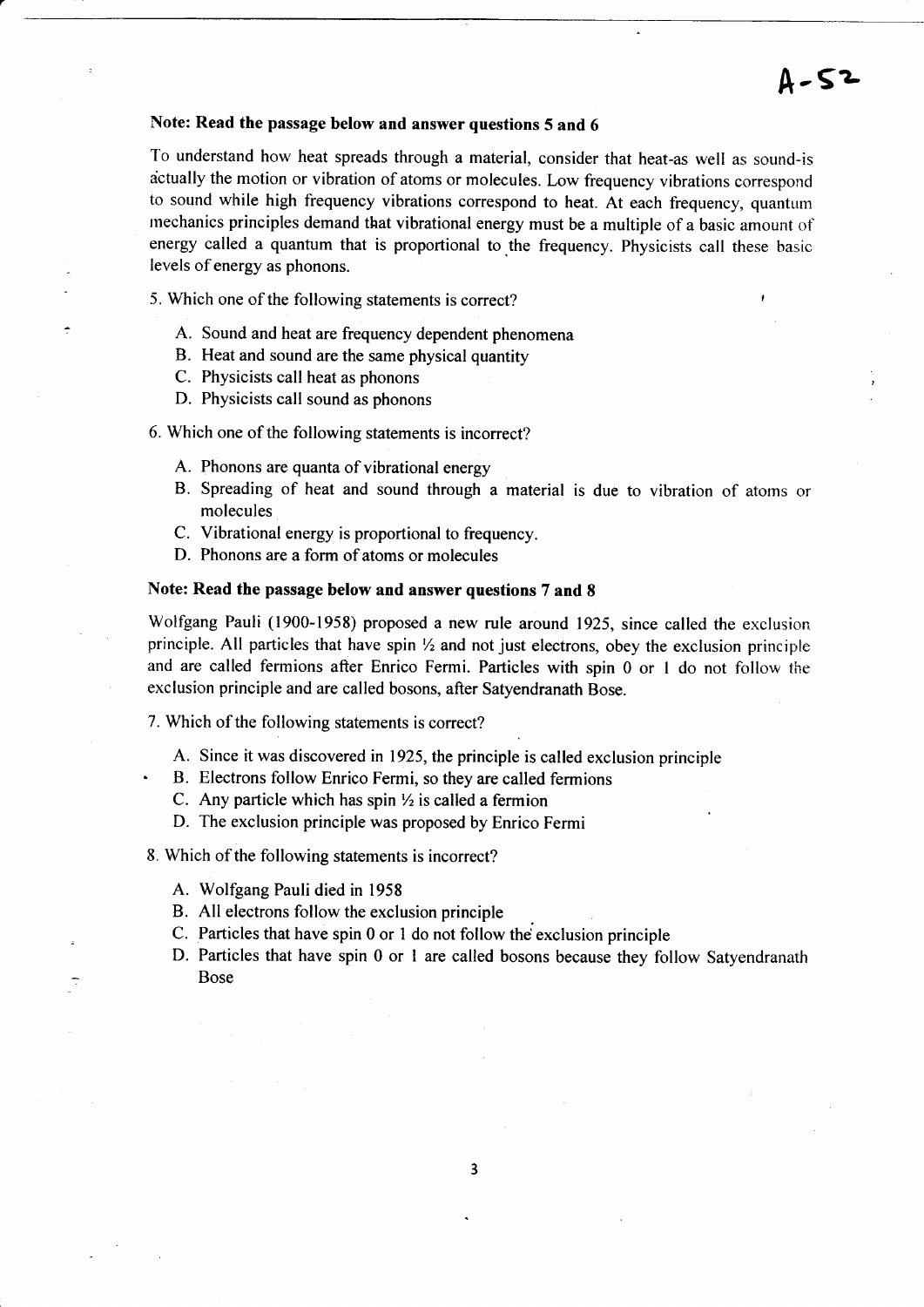**Note: Read the passage below and answer questions 5 and 6**

To understand how heat spreads through a material, consider that heat-as well as sound-is actually the motion or vibration of atoms or molecules. Low frequency vibrations correspond to sound while high frequency vibrations correspond to heat. At each frequency, quantum mechanics principles demand that vibrational energy must be a multiple of a basic amount of energy called a quantum that is proportional to the frequency. Physicists call these basic levels of energy as phonons.

5. Which one of the following statements is correct?

   A. Sound and heat are frequency dependent phenomena
   B. Heat and sound are the same physical quantity
   C. Physicists call heat as phonons
   D. Physicists call sound as phonons

6. Which one of the following statements is incorrect?

   A. Phonons are quanta of vibrational energy
   B. Spreading of heat and sound through a material is due to vibration of atoms or molecules
   C. Vibrational energy is proportional to frequency.
   D. Phonons are a form of atoms or molecules

**Note: Read the passage below and answer questions 7 and 8**

Wolfgang Pauli (1900-1958) proposed a new rule around 1925, since called the exclusion principle. All particles that have spin ½ and not just electrons, obey the exclusion principle and are called fermions after Enrico Fermi. Particles with spin 0 or 1 do not follow the exclusion principle and are called bosons, after Satyendranath Bose.

7. Which of the following statements is correct?

   A. Since it was discovered in 1925, the principle is called exclusion principle
   B. Electrons follow Enrico Fermi, so they are called fermions
   C. Any particle which has spin ½ is called a fermion
   D. The exclusion principle was proposed by Enrico Fermi

8. Which of the following statements is incorrect?

   A. Wolfgang Pauli died in 1958
   B. All electrons follow the exclusion principle
   C. Particles that have spin 0 or 1 do not follow the exclusion principle
   D. Particles that have spin 0 or 1 are called bosons because they follow Satyendranath Bose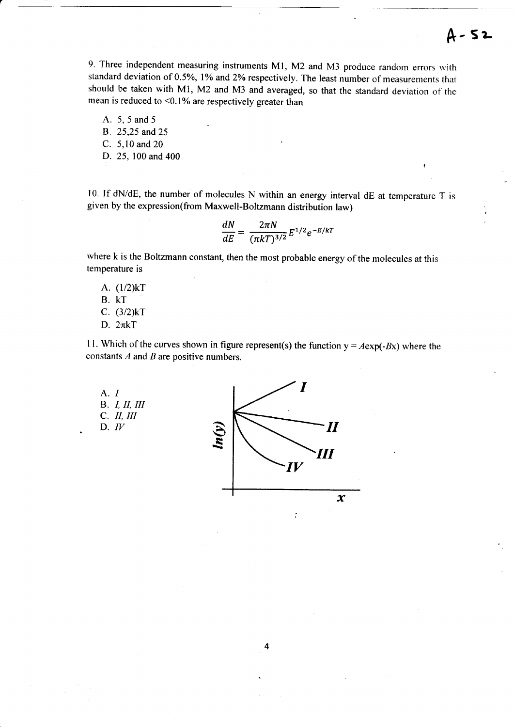9. Three independent measuring instruments M1, M2 and M3 produce random errors with standard deviation of 0.5%, 1% and 2% respectively. The least number of measurements that should be taken with M1, M2 and M3 and averaged, so that the standard deviation of the mean is reduced to <0.1% are respectively greater than

A. 5, 5 and 5
B. 25,25 and 25
C. 5,10 and 20
D. 25, 100 and 400

10. If dN/dE, the number of molecules N within an energy interval dE at temperature T is given by the expression(from Maxwell-Boltzmann distribution law)

$$\frac{dN}{dE} = \frac{2\pi N}{(\pi kT)^{3/2}} E^{1/2} e^{-E/kT}$$

where k is the Boltzmann constant, then the most probable energy of the molecules at this temperature is

A. (1/2)kT
B. kT
C. (3/2)kT
D. 2πkT

11. Which of the curves shown in figure represent(s) the function $y = A\exp(-Bx)$ where the constants $A$ and $B$ are positive numbers.

A. *I*
B. *I, II, III*
C. *II, III*
D. *IV*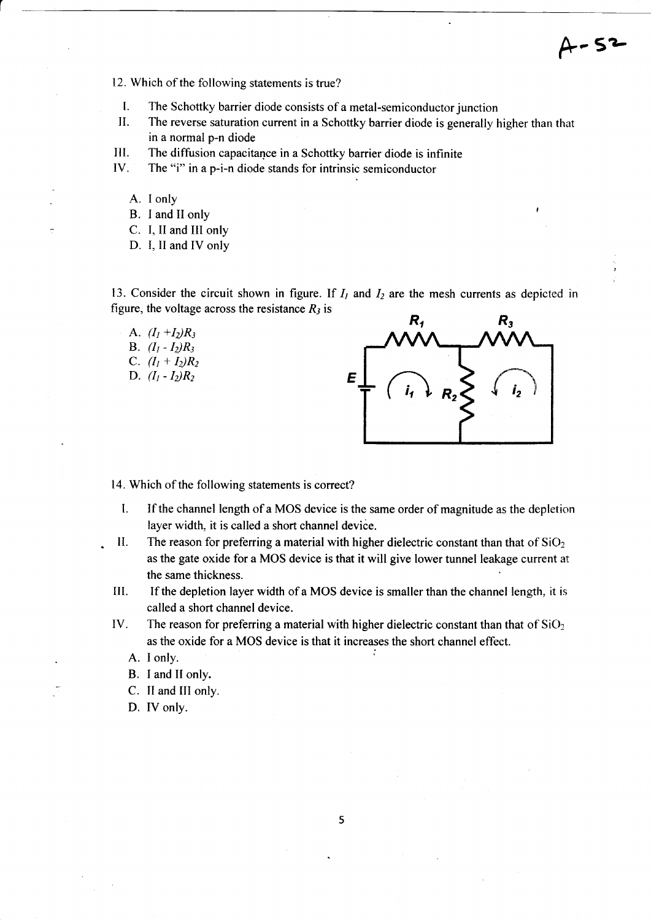12. Which of the following statements is true?

I. The Schottky barrier diode consists of a metal-semiconductor junction

II. The reverse saturation current in a Schottky barrier diode is generally higher than that in a normal p-n diode

III. The diffusion capacitance in a Schottky barrier diode is infinite

IV. The "i" in a p-i-n diode stands for intrinsic semiconductor

A. I only
B. I and II only
C. I, II and III only
D. I, II and IV only

13. Consider the circuit shown in figure. If $I_1$ and $I_2$ are the mesh currents as depicted in figure, the voltage across the resistance $R_3$ is

A. $(I_1 + I_2)R_3$
B. $(I_1 - I_2)R_3$
C. $(I_1 + I_2)R_2$
D. $(I_1 - I_2)R_2$

14. Which of the following statements is correct?

I. If the channel length of a MOS device is the same order of magnitude as the depletion layer width, it is called a short channel device.

II. The reason for preferring a material with higher dielectric constant than that of $SiO_2$ as the gate oxide for a MOS device is that it will give lower tunnel leakage current at the same thickness.

III. If the depletion layer width of a MOS device is smaller than the channel length, it is called a short channel device.

IV. The reason for preferring a material with higher dielectric constant than that of $SiO_2$ as the oxide for a MOS device is that it increases the short channel effect.

A. I only.
B. I and II only.
C. II and III only.
D. IV only.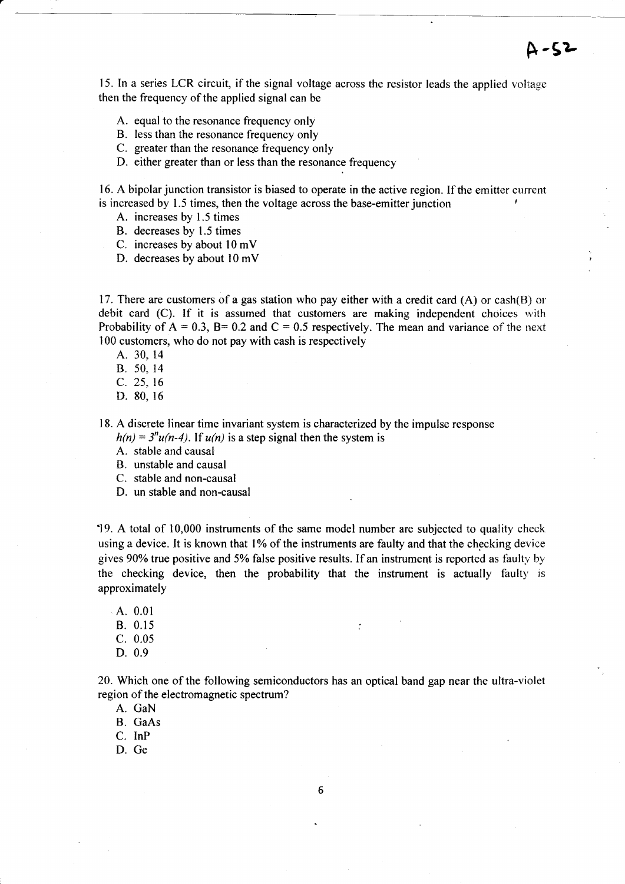A-52

15. In a series LCR circuit, if the signal voltage across the resistor leads the applied voltage then the frequency of the applied signal can be

A. equal to the resonance frequency only
B. less than the resonance frequency only
C. greater than the resonance frequency only
D. either greater than or less than the resonance frequency

16. A bipolar junction transistor is biased to operate in the active region. If the emitter current is increased by 1.5 times, then the voltage across the base-emitter junction

A. increases by 1.5 times
B. decreases by 1.5 times
C. increases by about 10 mV
D. decreases by about 10 mV

17. There are customers of a gas station who pay either with a credit card (A) or cash(B) or debit card (C). If it is assumed that customers are making independent choices with Probability of A = 0.3, B= 0.2 and C = 0.5 respectively. The mean and variance of the next 100 customers, who do not pay with cash is respectively

A. 30, 14
B. 50, 14
C. 25, 16
D. 80, 16

18. A discrete linear time invariant system is characterized by the impulse response $h(n) = 3^n u(n-4)$. If $u(n)$ is a step signal then the system is

A. stable and causal
B. unstable and causal
C. stable and non-causal
D. un stable and non-causal

19. A total of 10,000 instruments of the same model number are subjected to quality check using a device. It is known that 1% of the instruments are faulty and that the checking device gives 90% true positive and 5% false positive results. If an instrument is reported as faulty by the checking device, then the probability that the instrument is actually faulty is approximately

A. 0.01
B. 0.15
C. 0.05
D. 0.9

20. Which one of the following semiconductors has an optical band gap near the ultra-violet region of the electromagnetic spectrum?

A. GaN
B. GaAs
C. InP
D. Ge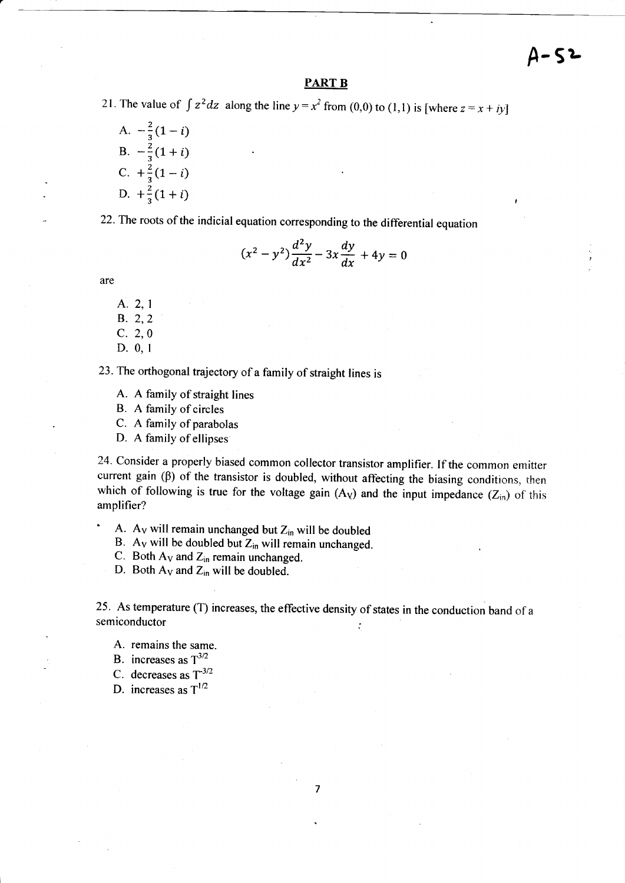A-52

## PART B

21. The value of $\int z^2 dz$ along the line $y = x^2$ from (0,0) to (1,1) is [where $z = x + iy$]

A. $-\frac{2}{3}(1 - i)$
B. $-\frac{2}{3}(1 + i)$
C. $+\frac{2}{3}(1 - i)$
D. $+\frac{2}{3}(1 + i)$

22. The roots of the indicial equation corresponding to the differential equation

$$(x^2 - y^2)\frac{d^2y}{dx^2} - 3x\frac{dy}{dx} + 4y = 0$$

are

A. 2, 1
B. 2, 2
C. 2, 0
D. 0, 1

23. The orthogonal trajectory of a family of straight lines is

A. A family of straight lines
B. A family of circles
C. A family of parabolas
D. A family of ellipses

24. Consider a properly biased common collector transistor amplifier. If the common emitter current gain ($\beta$) of the transistor is doubled, without affecting the biasing conditions, then which of following is true for the voltage gain ($A_V$) and the input impedance ($Z_{in}$) of this amplifier?

A. $A_V$ will remain unchanged but $Z_{in}$ will be doubled
B. $A_V$ will be doubled but $Z_{in}$ will remain unchanged.
C. Both $A_V$ and $Z_{in}$ remain unchanged.
D. Both $A_V$ and $Z_{in}$ will be doubled.

25. As temperature (T) increases, the effective density of states in the conduction band of a semiconductor

A. remains the same.
B. increases as $T^{3/2}$
C. decreases as $T^{-3/2}$
D. increases as $T^{1/2}$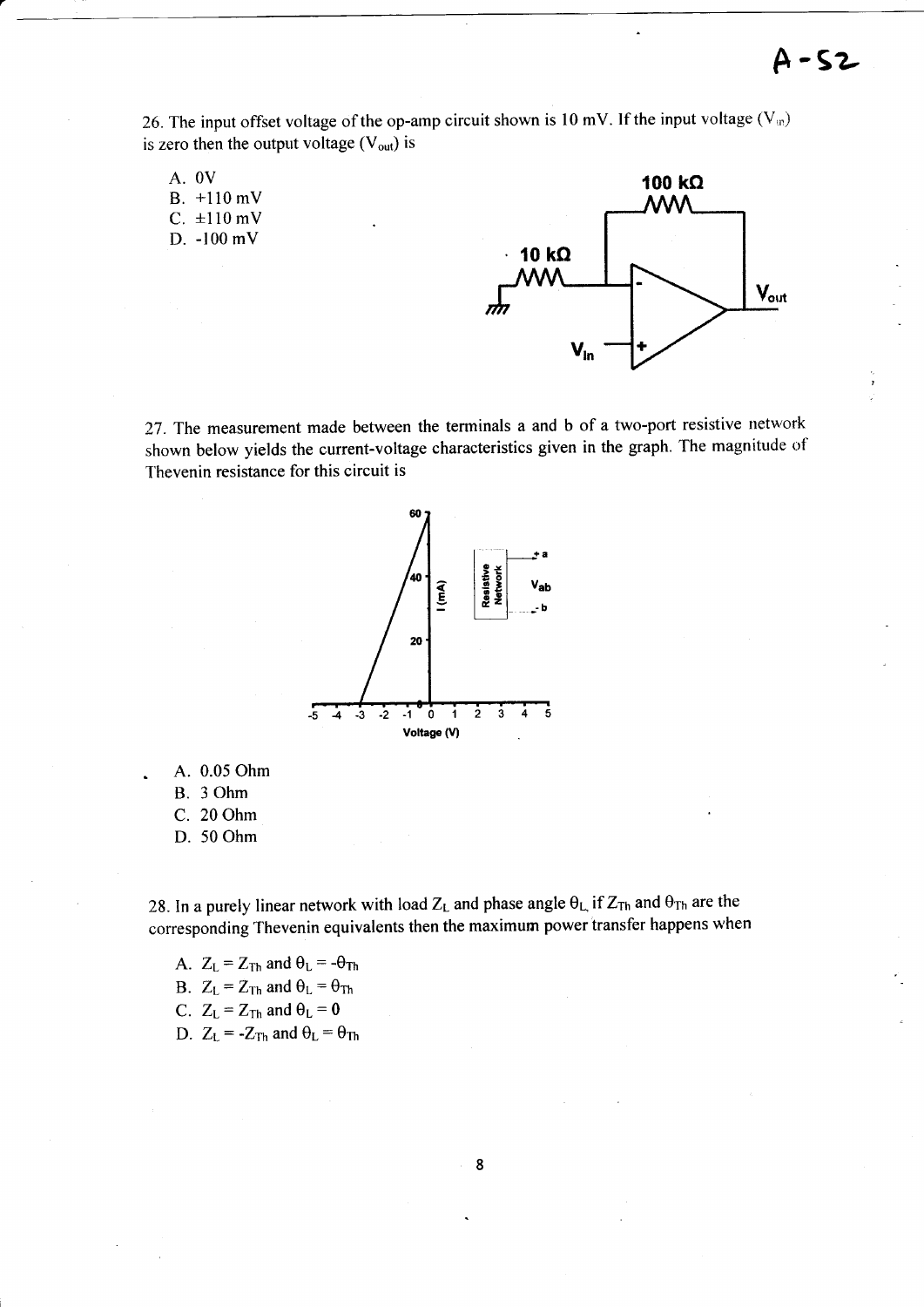26. The input offset voltage of the op-amp circuit shown is 10 mV. If the input voltage ($V_{in}$) is zero then the output voltage ($V_{out}$) is

A. 0V
B. +110 mV
C. ±110 mV
D. -100 mV

27. The measurement made between the terminals a and b of a two-port resistive network shown below yields the current-voltage characteristics given in the graph. The magnitude of Thevenin resistance for this circuit is

A. 0.05 Ohm
B. 3 Ohm
C. 20 Ohm
D. 50 Ohm

28. In a purely linear network with load $Z_L$ and phase angle $\theta_L$ if $Z_{Th}$ and $\theta_{Th}$ are the corresponding Thevenin equivalents then the maximum power transfer happens when

A. $Z_L = Z_{Th}$ and $\theta_L = -\theta_{Th}$
B. $Z_L = Z_{Th}$ and $\theta_L = \theta_{Th}$
C. $Z_L = Z_{Th}$ and $\theta_L = 0$
D. $Z_L = -Z_{Th}$ and $\theta_L = \theta_{Th}$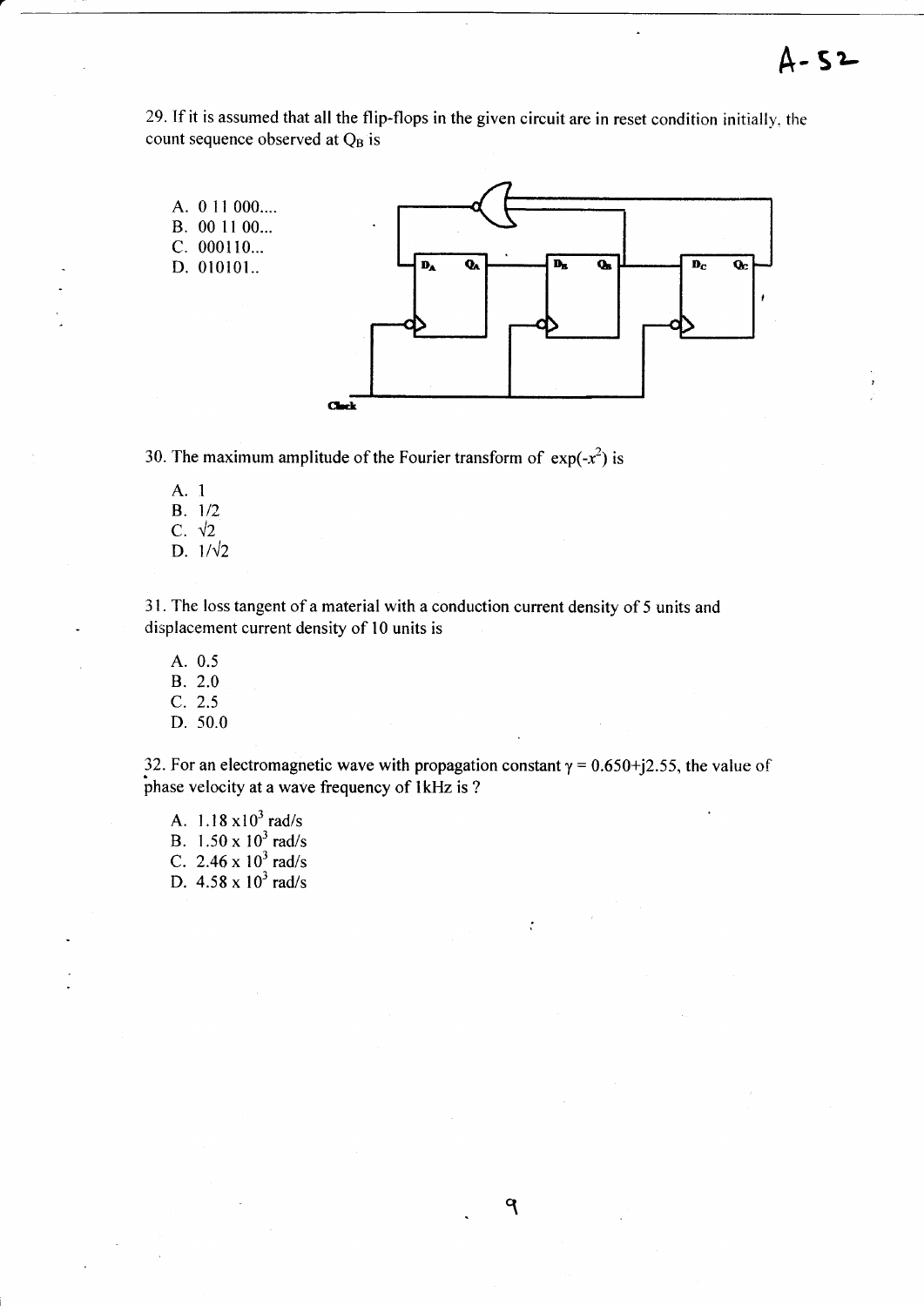29. If it is assumed that all the flip-flops in the given circuit are in reset condition initially, the count sequence observed at $Q_B$ is

A. 0 11 000....
B. 00 11 00...
C. 000110...
D. 010101..

30. The maximum amplitude of the Fourier transform of $\exp(-x^2)$ is

A. 1
B. 1/2
C. $\sqrt{2}$
D. $1/\sqrt{2}$

31. The loss tangent of a material with a conduction current density of 5 units and displacement current density of 10 units is

A. 0.5
B. 2.0
C. 2.5
D. 50.0

32. For an electromagnetic wave with propagation constant $\gamma = 0.650 + j2.55$, the value of phase velocity at a wave frequency of 1kHz is ?

A. $1.18 \times 10^3$ rad/s
B. $1.50 \times 10^3$ rad/s
C. $2.46 \times 10^3$ rad/s
D. $4.58 \times 10^3$ rad/s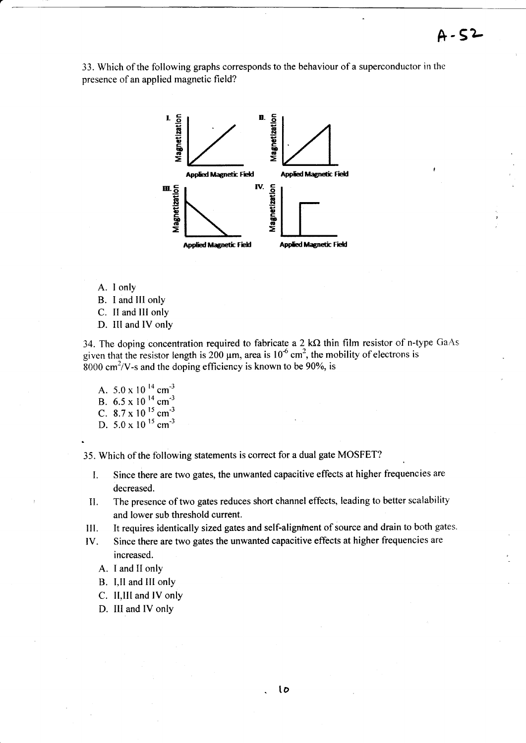33. Which of the following graphs corresponds to the behaviour of a superconductor in the presence of an applied magnetic field?

I. Magnetization vs Applied Magnetic Field

II. Magnetization vs Applied Magnetic Field

III. Magnetization vs Applied Magnetic Field

IV. Magnetization vs Applied Magnetic Field

A. I only
B. I and III only
C. II and III only
D. III and IV only

34. The doping concentration required to fabricate a 2 kΩ thin film resistor of n-type GaAs given that the resistor length is 200 μm, area is $10^{-6}$ $cm^2$, the mobility of electrons is 8000 $cm^2$/V-s and the doping efficiency is known to be 90%, is

A. $5.0 \times 10^{14}$ $cm^{-3}$
B. $6.5 \times 10^{14}$ $cm^{-3}$
C. $8.7 \times 10^{15}$ $cm^{-3}$
D. $5.0 \times 10^{15}$ $cm^{-3}$

35. Which of the following statements is correct for a dual gate MOSFET?

I. Since there are two gates, the unwanted capacitive effects at higher frequencies are decreased.
II. The presence of two gates reduces short channel effects, leading to better scalability and lower sub threshold current.
III. It requires identically sized gates and self-alignment of source and drain to both gates.
IV. Since there are two gates the unwanted capacitive effects at higher frequencies are increased.

A. I and II only
B. I,II and III only
C. II,III and IV only
D. III and IV only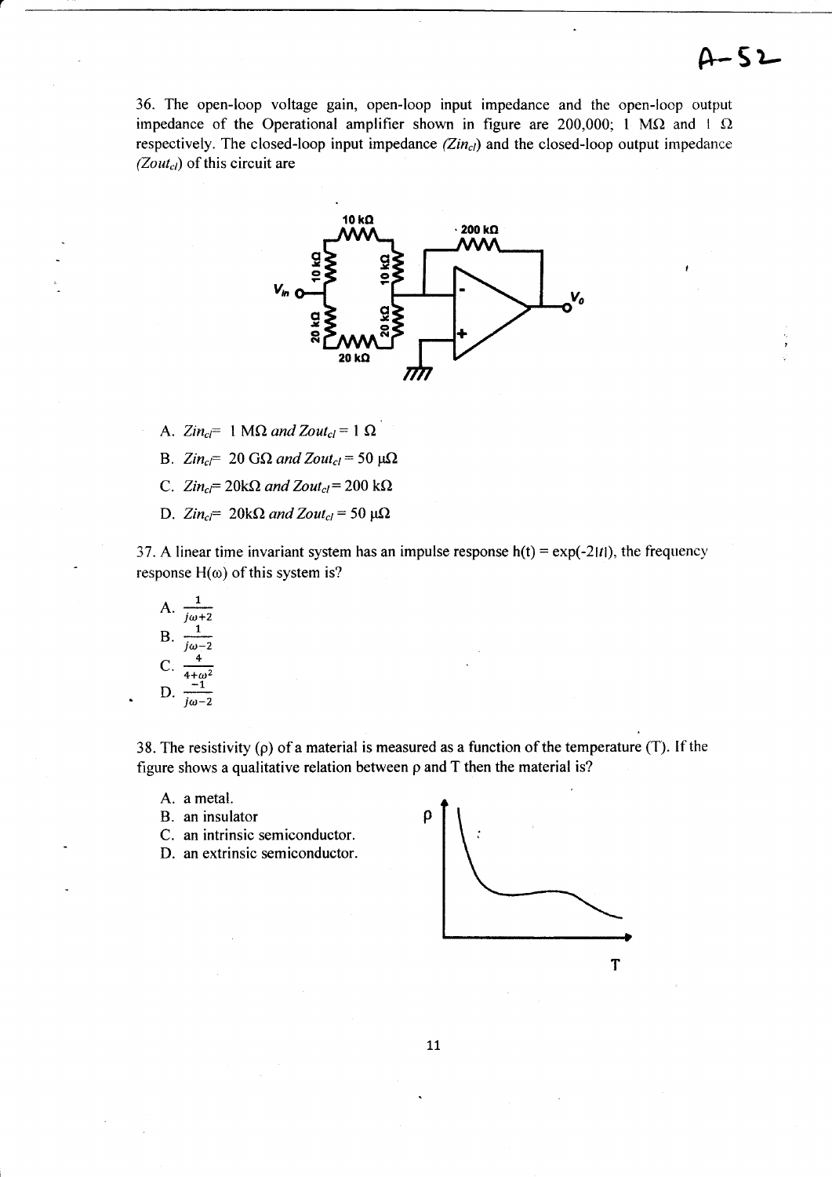36. The open-loop voltage gain, open-loop input impedance and the open-loop output impedance of the Operational amplifier shown in figure are 200,000; 1 MΩ and 1 Ω respectively. The closed-loop input impedance ($Zin_{cl}$) and the closed-loop output impedance ($Zout_{cl}$) of this circuit are

A. $Zin_{cl}$ = 1 MΩ and $Zout_{cl}$ = 1 Ω

B. $Zin_{cl}$ = 20 GΩ and $Zout_{cl}$ = 50 μΩ

C. $Zin_{cl}$ = 20kΩ and $Zout_{cl}$ = 200 kΩ

D. $Zin_{cl}$ = 20kΩ and $Zout_{cl}$ = 50 μΩ

37. A linear time invariant system has an impulse response $h(t) = \exp(-2|t|)$, the frequency response $H(\omega)$ of this system is?

A. $\frac{1}{j\omega+2}$

B. $\frac{1}{j\omega-2}$

C. $\frac{4}{4+\omega^2}$

D. $\frac{-1}{j\omega-2}$

38. The resistivity (ρ) of a material is measured as a function of the temperature (T). If the figure shows a qualitative relation between ρ and T then the material is?

A. a metal.

B. an insulator

C. an intrinsic semiconductor.

D. an extrinsic semiconductor.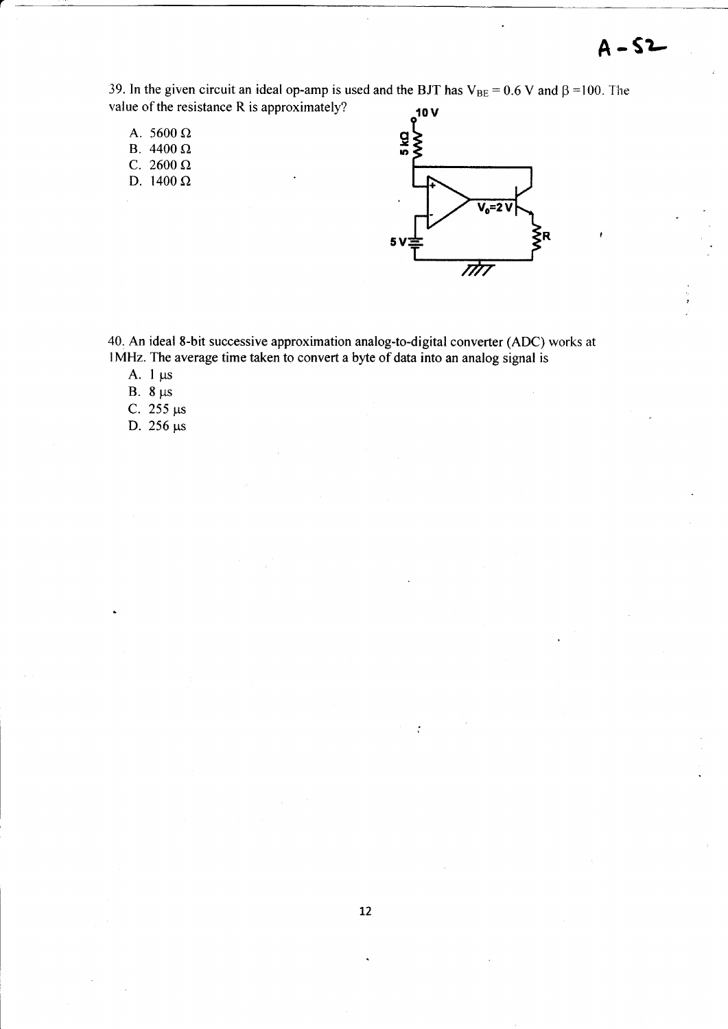39. In the given circuit an ideal op-amp is used and the BJT has $V_{BE} = 0.6$ V and $\beta = 100$. The value of the resistance R is approximately?

A. 5600 Ω
B. 4400 Ω
C. 2600 Ω
D. 1400 Ω

40. An ideal 8-bit successive approximation analog-to-digital converter (ADC) works at 1MHz. The average time taken to convert a byte of data into an analog signal is

A. 1 μs
B. 8 μs
C. 255 μs
D. 256 μs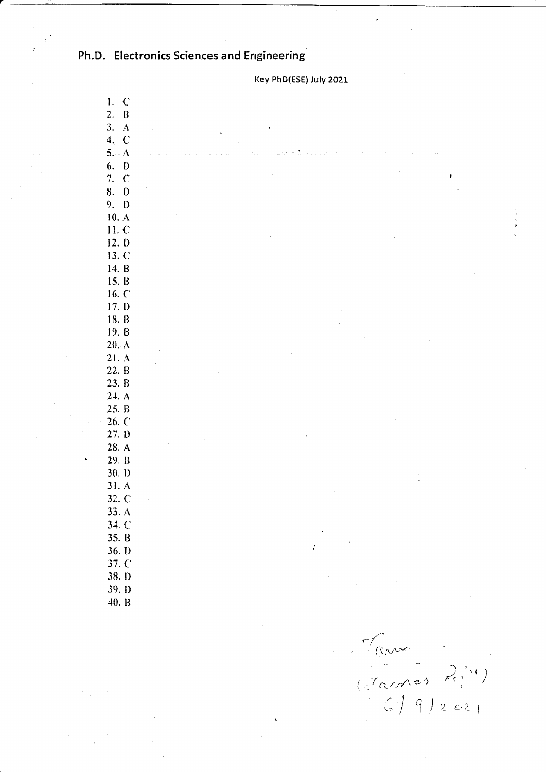# Ph.D. Electronics Sciences and Engineering

Key PhD(ESE) July 2021

1. C
2. B
3. A
4. C
5. A
6. D
7. C
8. D
9. D
10. A
11. C
12. D
13. C
14. B
15. B
16. C
17. D
18. B
19. B
20. A
21. A
22. B
23. B
24. A
25. B
26. C
27. D
28. A
29. B
30. D
31. A
32. C
33. A
34. C
35. B
36. D
37. C
38. D
39. D
40. B

(James Raju)
6/9/2021